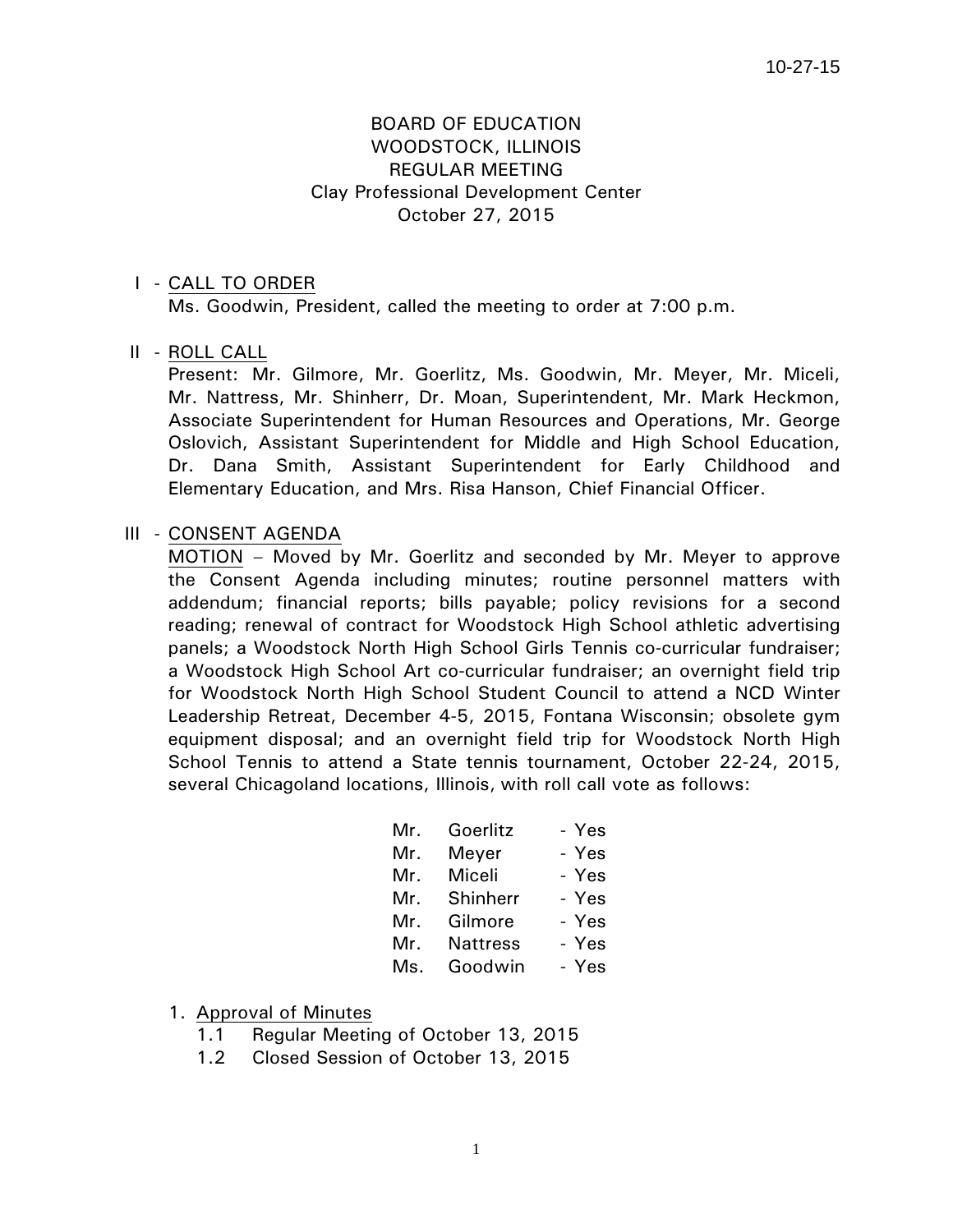10-27-15

# BOARD OF EDUCATION
## WOODSTOCK, ILLINOIS
## REGULAR MEETING
### Clay Professional Development Center
### October 27, 2015

I - <u>CALL TO ORDER</u>

Ms. Goodwin, President, called the meeting to order at 7:00 p.m.

II - <u>ROLL CALL</u>

Present: Mr. Gilmore, Mr. Goerlitz, Ms. Goodwin, Mr. Meyer, Mr. Miceli, Mr. Nattress, Mr. Shinherr, Dr. Moan, Superintendent, Mr. Mark Heckmon, Associate Superintendent for Human Resources and Operations, Mr. George Oslovich, Assistant Superintendent for Middle and High School Education, Dr. Dana Smith, Assistant Superintendent for Early Childhood and Elementary Education, and Mrs. Risa Hanson, Chief Financial Officer.

III - <u>CONSENT AGENDA</u>

<u>MOTION</u> – Moved by Mr. Goerlitz and seconded by Mr. Meyer to approve the Consent Agenda including minutes; routine personnel matters with addendum; financial reports; bills payable; policy revisions for a second reading; renewal of contract for Woodstock High School athletic advertising panels; a Woodstock North High School Girls Tennis co-curricular fundraiser; a Woodstock High School Art co-curricular fundraiser; an overnight field trip for Woodstock North High School Student Council to attend a NCD Winter Leadership Retreat, December 4-5, 2015, Fontana Wisconsin; obsolete gym equipment disposal; and an overnight field trip for Woodstock North High School Tennis to attend a State tennis tournament, October 22-24, 2015, several Chicagoland locations, Illinois, with roll call vote as follows:

| | | |
|---|---|---|
| Mr. | Goerlitz | - Yes |
| Mr. | Meyer | - Yes |
| Mr. | Miceli | - Yes |
| Mr. | Shinherr | - Yes |
| Mr. | Gilmore | - Yes |
| Mr. | Nattress | - Yes |
| Ms. | Goodwin | - Yes |

1. <u>Approval of Minutes</u>
   - 1.1 Regular Meeting of October 13, 2015
   - 1.2 Closed Session of October 13, 2015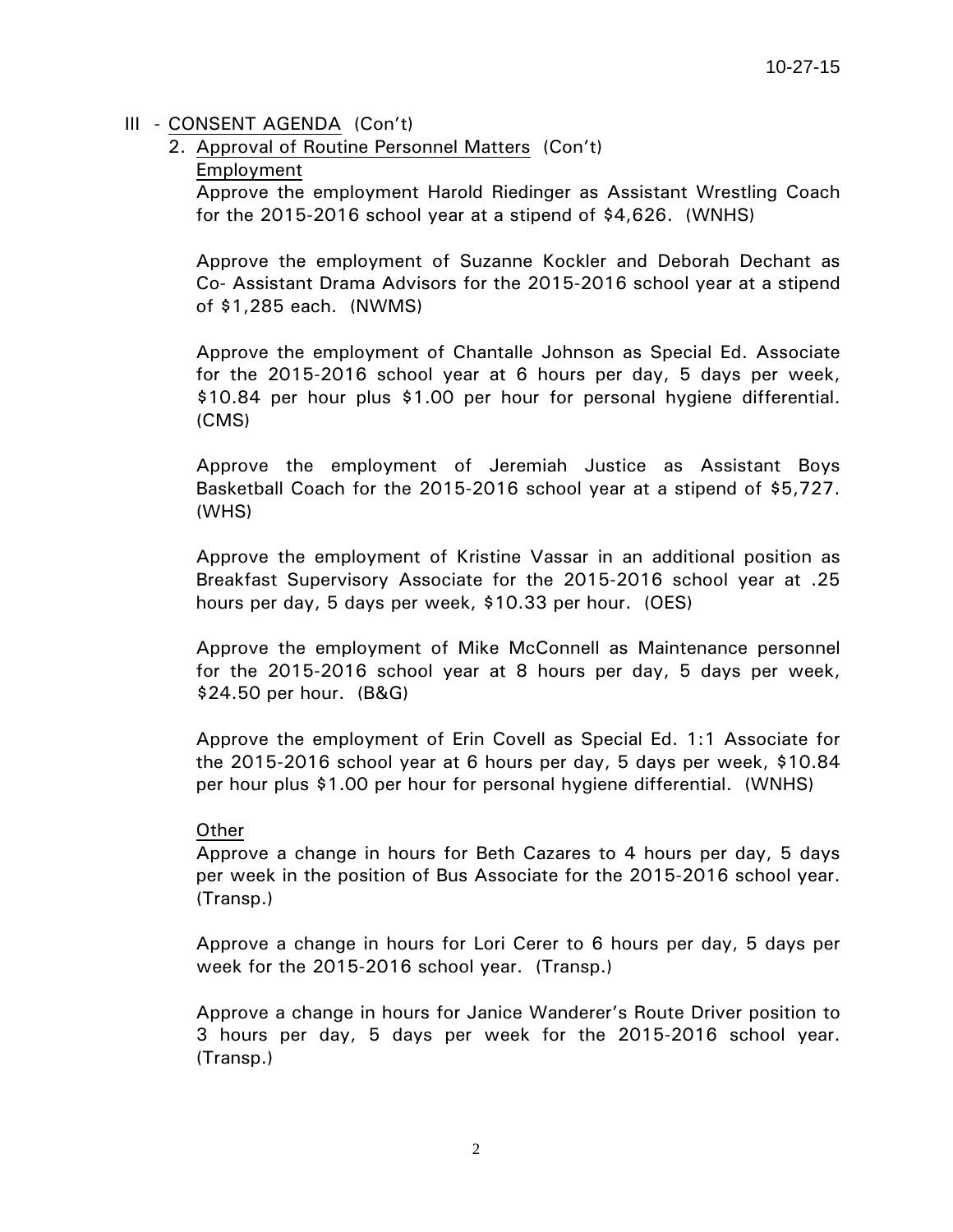III - CONSENT AGENDA (Con't)

2. Approval of Routine Personnel Matters (Con't)

Employment

Approve the employment Harold Riedinger as Assistant Wrestling Coach for the 2015-2016 school year at a stipend of $4,626. (WNHS)

Approve the employment of Suzanne Kockler and Deborah Dechant as Co- Assistant Drama Advisors for the 2015-2016 school year at a stipend of $1,285 each. (NWMS)

Approve the employment of Chantalle Johnson as Special Ed. Associate for the 2015-2016 school year at 6 hours per day, 5 days per week, $10.84 per hour plus $1.00 per hour for personal hygiene differential. (CMS)

Approve the employment of Jeremiah Justice as Assistant Boys Basketball Coach for the 2015-2016 school year at a stipend of $5,727. (WHS)

Approve the employment of Kristine Vassar in an additional position as Breakfast Supervisory Associate for the 2015-2016 school year at .25 hours per day, 5 days per week, $10.33 per hour. (OES)

Approve the employment of Mike McConnell as Maintenance personnel for the 2015-2016 school year at 8 hours per day, 5 days per week, $24.50 per hour. (B&G)

Approve the employment of Erin Covell as Special Ed. 1:1 Associate for the 2015-2016 school year at 6 hours per day, 5 days per week, $10.84 per hour plus $1.00 per hour for personal hygiene differential. (WNHS)

Other

Approve a change in hours for Beth Cazares to 4 hours per day, 5 days per week in the position of Bus Associate for the 2015-2016 school year. (Transp.)

Approve a change in hours for Lori Cerer to 6 hours per day, 5 days per week for the 2015-2016 school year. (Transp.)

Approve a change in hours for Janice Wanderer's Route Driver position to 3 hours per day, 5 days per week for the 2015-2016 school year. (Transp.)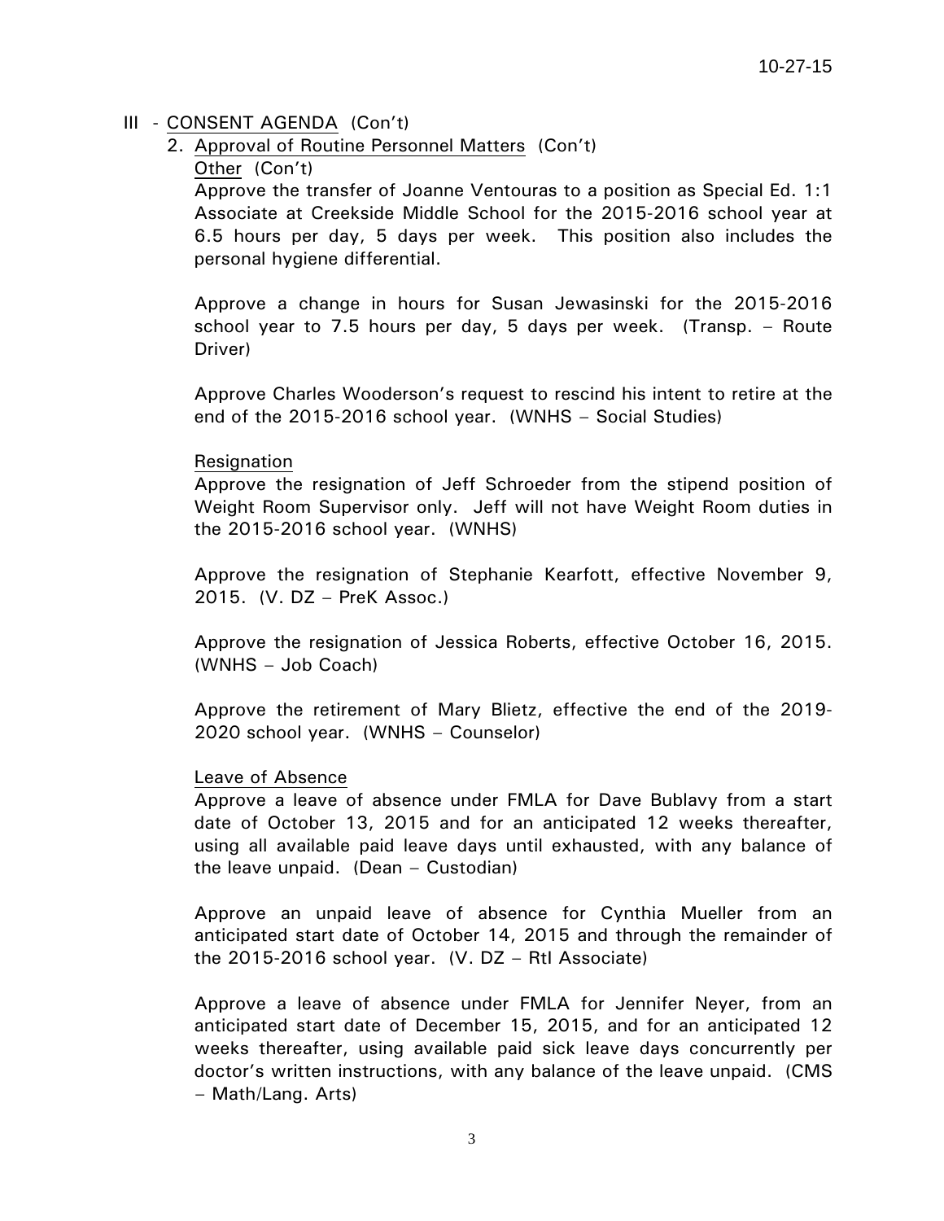III - CONSENT AGENDA (Con't)

2. Approval of Routine Personnel Matters (Con't)

Other (Con't)

Approve the transfer of Joanne Ventouras to a position as Special Ed. 1:1 Associate at Creekside Middle School for the 2015-2016 school year at 6.5 hours per day, 5 days per week. This position also includes the personal hygiene differential.

Approve a change in hours for Susan Jewasinski for the 2015-2016 school year to 7.5 hours per day, 5 days per week. (Transp. – Route Driver)

Approve Charles Wooderson's request to rescind his intent to retire at the end of the 2015-2016 school year. (WNHS – Social Studies)

Resignation

Approve the resignation of Jeff Schroeder from the stipend position of Weight Room Supervisor only. Jeff will not have Weight Room duties in the 2015-2016 school year. (WNHS)

Approve the resignation of Stephanie Kearfott, effective November 9, 2015. (V. DZ – PreK Assoc.)

Approve the resignation of Jessica Roberts, effective October 16, 2015. (WNHS – Job Coach)

Approve the retirement of Mary Blietz, effective the end of the 2019-2020 school year. (WNHS – Counselor)

Leave of Absence

Approve a leave of absence under FMLA for Dave Bublavy from a start date of October 13, 2015 and for an anticipated 12 weeks thereafter, using all available paid leave days until exhausted, with any balance of the leave unpaid. (Dean – Custodian)

Approve an unpaid leave of absence for Cynthia Mueller from an anticipated start date of October 14, 2015 and through the remainder of the 2015-2016 school year. (V. DZ – RtI Associate)

Approve a leave of absence under FMLA for Jennifer Neyer, from an anticipated start date of December 15, 2015, and for an anticipated 12 weeks thereafter, using available paid sick leave days concurrently per doctor's written instructions, with any balance of the leave unpaid. (CMS – Math/Lang. Arts)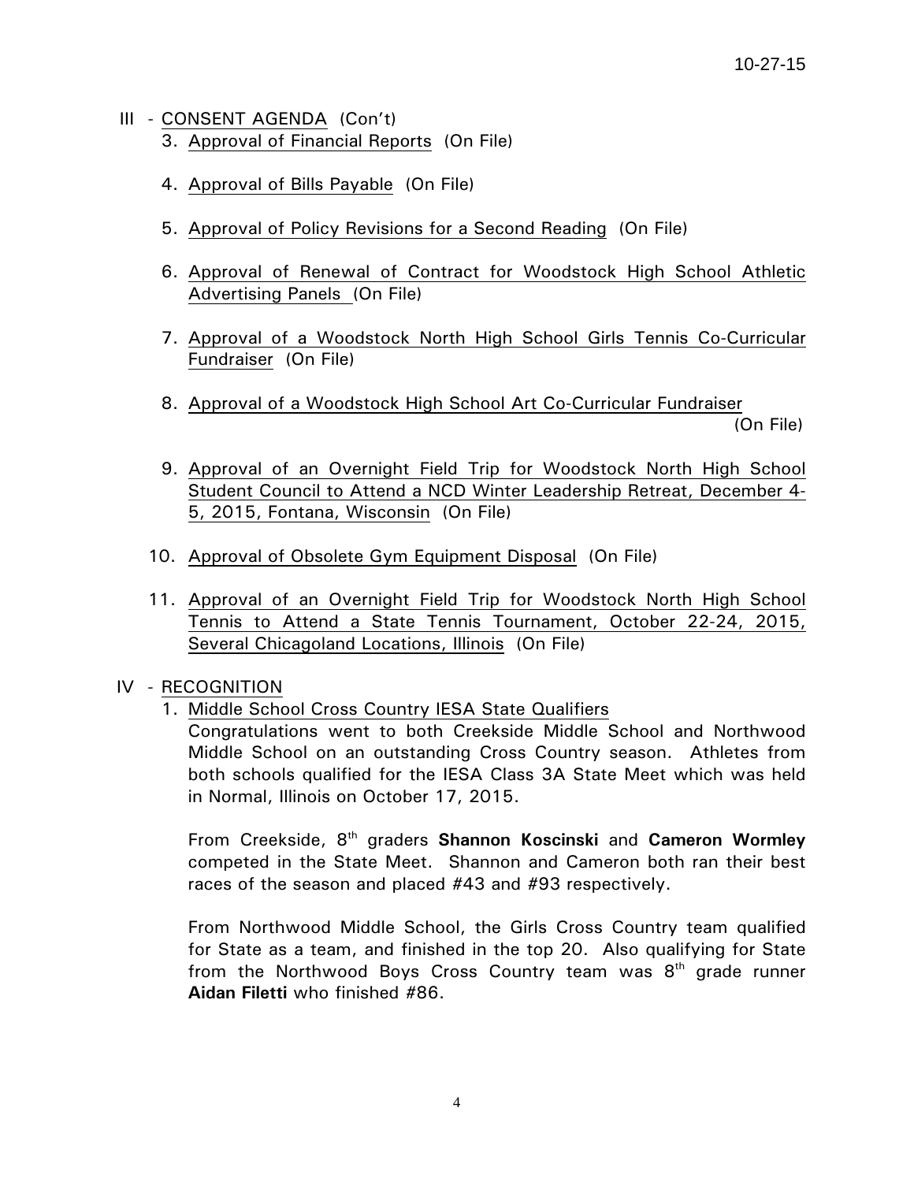## III - CONSENT AGENDA (Con't)

3. Approval of Financial Reports (On File)

4. Approval of Bills Payable (On File)

5. Approval of Policy Revisions for a Second Reading (On File)

6. Approval of Renewal of Contract for Woodstock High School Athletic Advertising Panels (On File)

7. Approval of a Woodstock North High School Girls Tennis Co-Curricular Fundraiser (On File)

8. Approval of a Woodstock High School Art Co-Curricular Fundraiser (On File)

9. Approval of an Overnight Field Trip for Woodstock North High School Student Council to Attend a NCD Winter Leadership Retreat, December 4-5, 2015, Fontana, Wisconsin (On File)

10. Approval of Obsolete Gym Equipment Disposal (On File)

11. Approval of an Overnight Field Trip for Woodstock North High School Tennis to Attend a State Tennis Tournament, October 22-24, 2015, Several Chicagoland Locations, Illinois (On File)

## IV - RECOGNITION

1. Middle School Cross Country IESA State Qualifiers

   Congratulations went to both Creekside Middle School and Northwood Middle School on an outstanding Cross Country season. Athletes from both schools qualified for the IESA Class 3A State Meet which was held in Normal, Illinois on October 17, 2015.

   From Creekside, 8th graders **Shannon Koscinski** and **Cameron Wormley** competed in the State Meet. Shannon and Cameron both ran their best races of the season and placed #43 and #93 respectively.

   From Northwood Middle School, the Girls Cross Country team qualified for State as a team, and finished in the top 20. Also qualifying for State from the Northwood Boys Cross Country team was 8th grade runner **Aidan Filetti** who finished #86.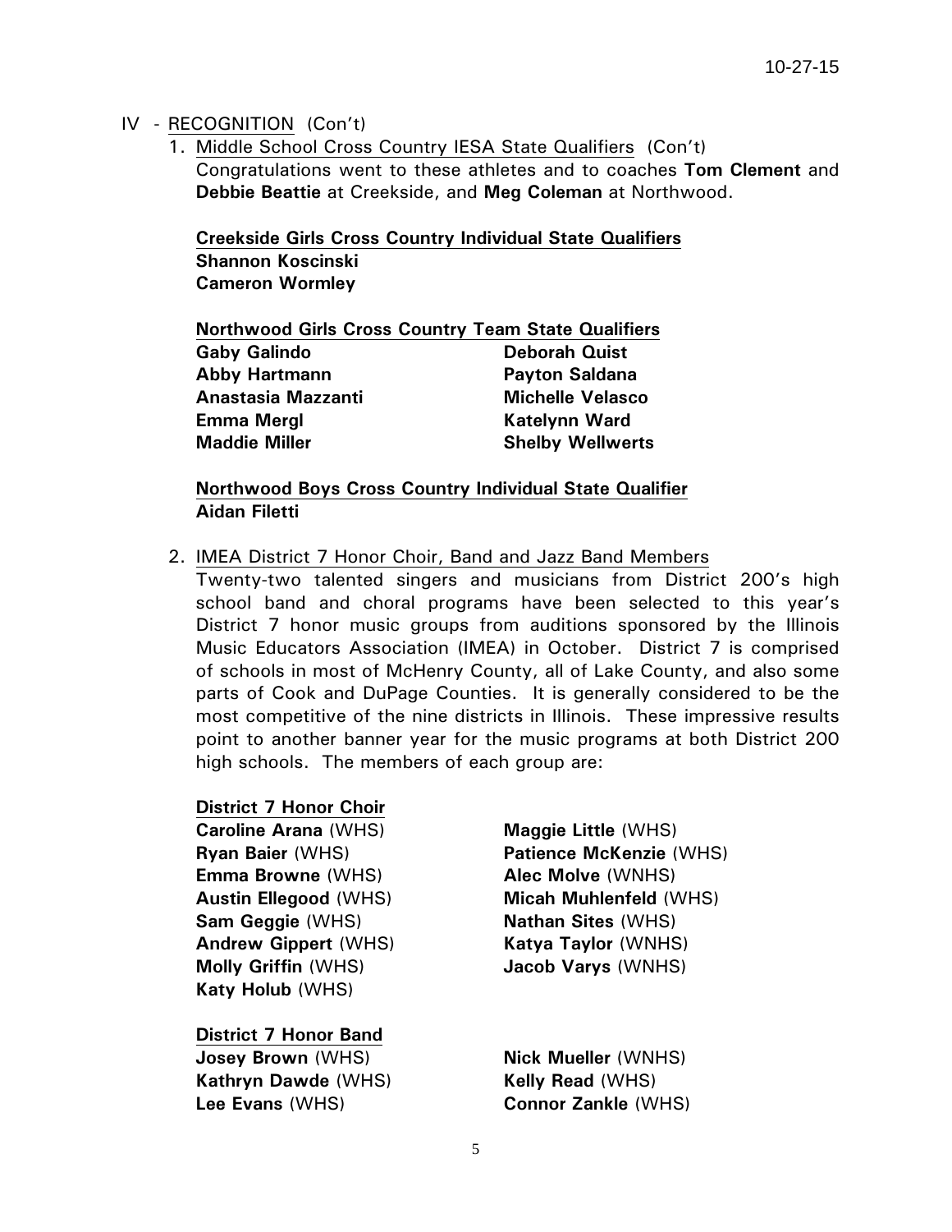IV - RECOGNITION (Con't)

1. Middle School Cross Country IESA State Qualifiers (Con't)
   Congratulations went to these athletes and to coaches **Tom Clement** and **Debbie Beattie** at Creekside, and **Meg Coleman** at Northwood.

   **Creekside Girls Cross Country Individual State Qualifiers**
   **Shannon Koscinski**
   **Cameron Wormley**

   **Northwood Girls Cross Country Team State Qualifiers**

   | | |
   |---|---|
   | **Gaby Galindo** | **Deborah Quist** |
   | **Abby Hartmann** | **Payton Saldana** |
   | **Anastasia Mazzanti** | **Michelle Velasco** |
   | **Emma Mergl** | **Katelynn Ward** |
   | **Maddie Miller** | **Shelby Wellwerts** |

   **Northwood Boys Cross Country Individual State Qualifier**
   **Aidan Filetti**

2. IMEA District 7 Honor Choir, Band and Jazz Band Members
   Twenty-two talented singers and musicians from District 200's high school band and choral programs have been selected to this year's District 7 honor music groups from auditions sponsored by the Illinois Music Educators Association (IMEA) in October. District 7 is comprised of schools in most of McHenry County, all of Lake County, and also some parts of Cook and DuPage Counties. It is generally considered to be the most competitive of the nine districts in Illinois. These impressive results point to another banner year for the music programs at both District 200 high schools. The members of each group are:

   **District 7 Honor Choir**

   | | |
   |---|---|
   | **Caroline Arana** (WHS) | **Maggie Little** (WHS) |
   | **Ryan Baier** (WHS) | **Patience McKenzie** (WHS) |
   | **Emma Browne** (WHS) | **Alec Molve** (WNHS) |
   | **Austin Ellegood** (WHS) | **Micah Muhlenfeld** (WHS) |
   | **Sam Geggie** (WHS) | **Nathan Sites** (WHS) |
   | **Andrew Gippert** (WHS) | **Katya Taylor** (WNHS) |
   | **Molly Griffin** (WHS) | **Jacob Varys** (WNHS) |
   | **Katy Holub** (WHS) | |

   **District 7 Honor Band**

   | | |
   |---|---|
   | **Josey Brown** (WHS) | **Nick Mueller** (WNHS) |
   | **Kathryn Dawde** (WHS) | **Kelly Read** (WHS) |
   | **Lee Evans** (WHS) | **Connor Zankle** (WHS) |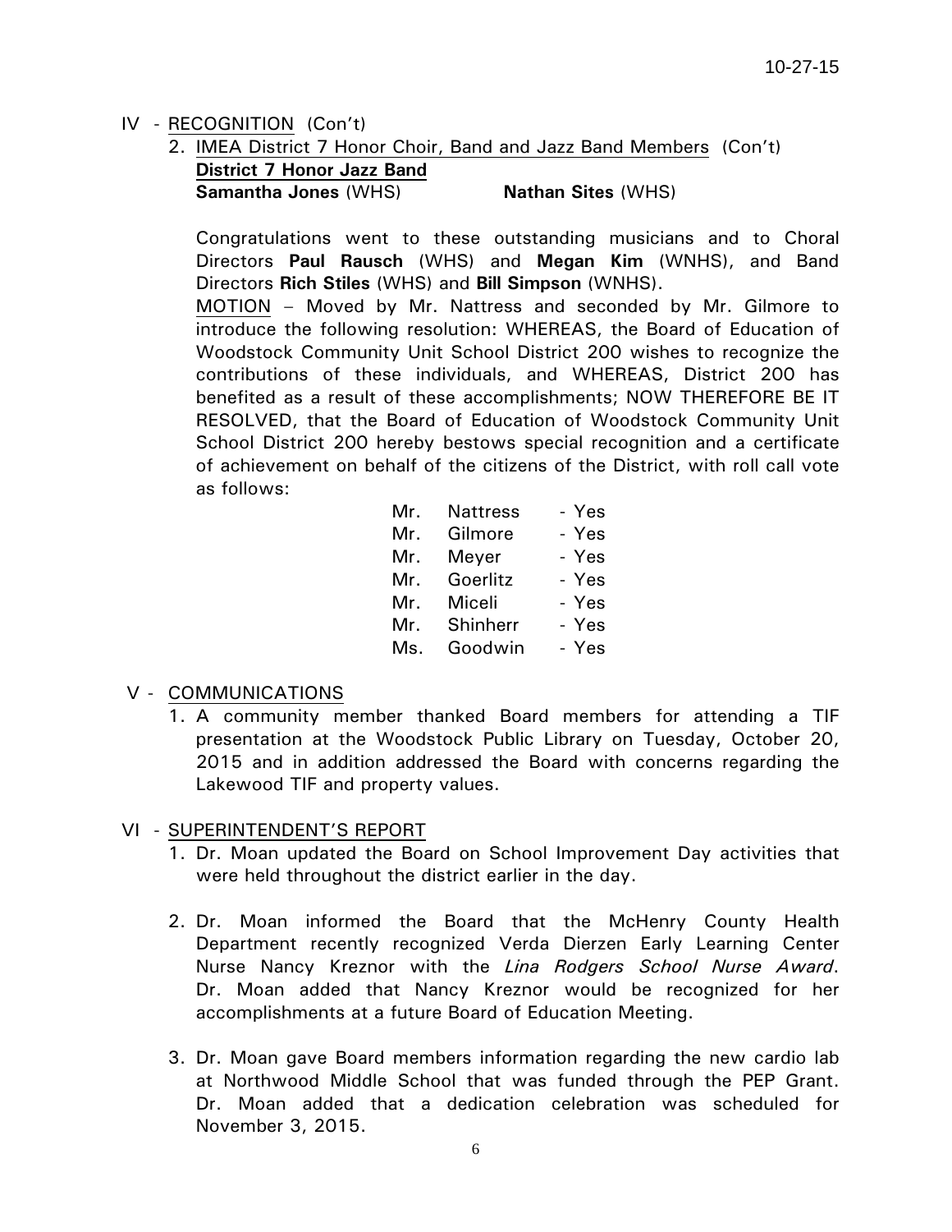## IV - RECOGNITION (Con't)

2. IMEA District 7 Honor Choir, Band and Jazz Band Members (Con't)

   **District 7 Honor Jazz Band**

   **Samantha Jones** (WHS) **Nathan Sites** (WHS)

   Congratulations went to these outstanding musicians and to Choral Directors **Paul Rausch** (WHS) and **Megan Kim** (WNHS), and Band Directors **Rich Stiles** (WHS) and **Bill Simpson** (WNHS).

   MOTION – Moved by Mr. Nattress and seconded by Mr. Gilmore to introduce the following resolution: WHEREAS, the Board of Education of Woodstock Community Unit School District 200 wishes to recognize the contributions of these individuals, and WHEREAS, District 200 has benefited as a result of these accomplishments; NOW THEREFORE BE IT RESOLVED, that the Board of Education of Woodstock Community Unit School District 200 hereby bestows special recognition and a certificate of achievement on behalf of the citizens of the District, with roll call vote as follows:

   Mr. Nattress - Yes
   Mr. Gilmore - Yes
   Mr. Meyer - Yes
   Mr. Goerlitz - Yes
   Mr. Miceli - Yes
   Mr. Shinherr - Yes
   Ms. Goodwin - Yes

## V - COMMUNICATIONS

1. A community member thanked Board members for attending a TIF presentation at the Woodstock Public Library on Tuesday, October 20, 2015 and in addition addressed the Board with concerns regarding the Lakewood TIF and property values.

## VI - SUPERINTENDENT'S REPORT

1. Dr. Moan updated the Board on School Improvement Day activities that were held throughout the district earlier in the day.

2. Dr. Moan informed the Board that the McHenry County Health Department recently recognized Verda Dierzen Early Learning Center Nurse Nancy Kreznor with the *Lina Rodgers School Nurse Award*. Dr. Moan added that Nancy Kreznor would be recognized for her accomplishments at a future Board of Education Meeting.

3. Dr. Moan gave Board members information regarding the new cardio lab at Northwood Middle School that was funded through the PEP Grant. Dr. Moan added that a dedication celebration was scheduled for November 3, 2015.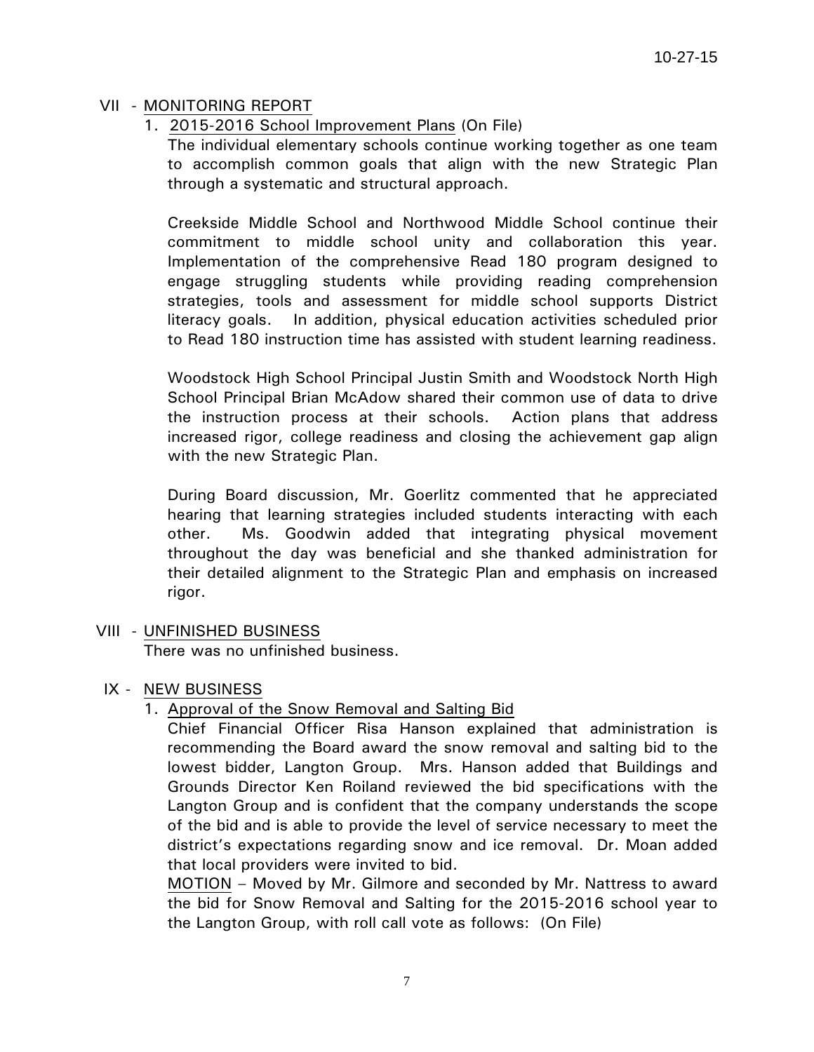VII - MONITORING REPORT

1. 2015-2016 School Improvement Plans (On File)

   The individual elementary schools continue working together as one team to accomplish common goals that align with the new Strategic Plan through a systematic and structural approach.

   Creekside Middle School and Northwood Middle School continue their commitment to middle school unity and collaboration this year. Implementation of the comprehensive Read 180 program designed to engage struggling students while providing reading comprehension strategies, tools and assessment for middle school supports District literacy goals. In addition, physical education activities scheduled prior to Read 180 instruction time has assisted with student learning readiness.

   Woodstock High School Principal Justin Smith and Woodstock North High School Principal Brian McAdow shared their common use of data to drive the instruction process at their schools. Action plans that address increased rigor, college readiness and closing the achievement gap align with the new Strategic Plan.

   During Board discussion, Mr. Goerlitz commented that he appreciated hearing that learning strategies included students interacting with each other. Ms. Goodwin added that integrating physical movement throughout the day was beneficial and she thanked administration for their detailed alignment to the Strategic Plan and emphasis on increased rigor.

VIII - UNFINISHED BUSINESS

There was no unfinished business.

IX - NEW BUSINESS

1. Approval of the Snow Removal and Salting Bid

   Chief Financial Officer Risa Hanson explained that administration is recommending the Board award the snow removal and salting bid to the lowest bidder, Langton Group. Mrs. Hanson added that Buildings and Grounds Director Ken Roiland reviewed the bid specifications with the Langton Group and is confident that the company understands the scope of the bid and is able to provide the level of service necessary to meet the district's expectations regarding snow and ice removal. Dr. Moan added that local providers were invited to bid.

   MOTION – Moved by Mr. Gilmore and seconded by Mr. Nattress to award the bid for Snow Removal and Salting for the 2015-2016 school year to the Langton Group, with roll call vote as follows: (On File)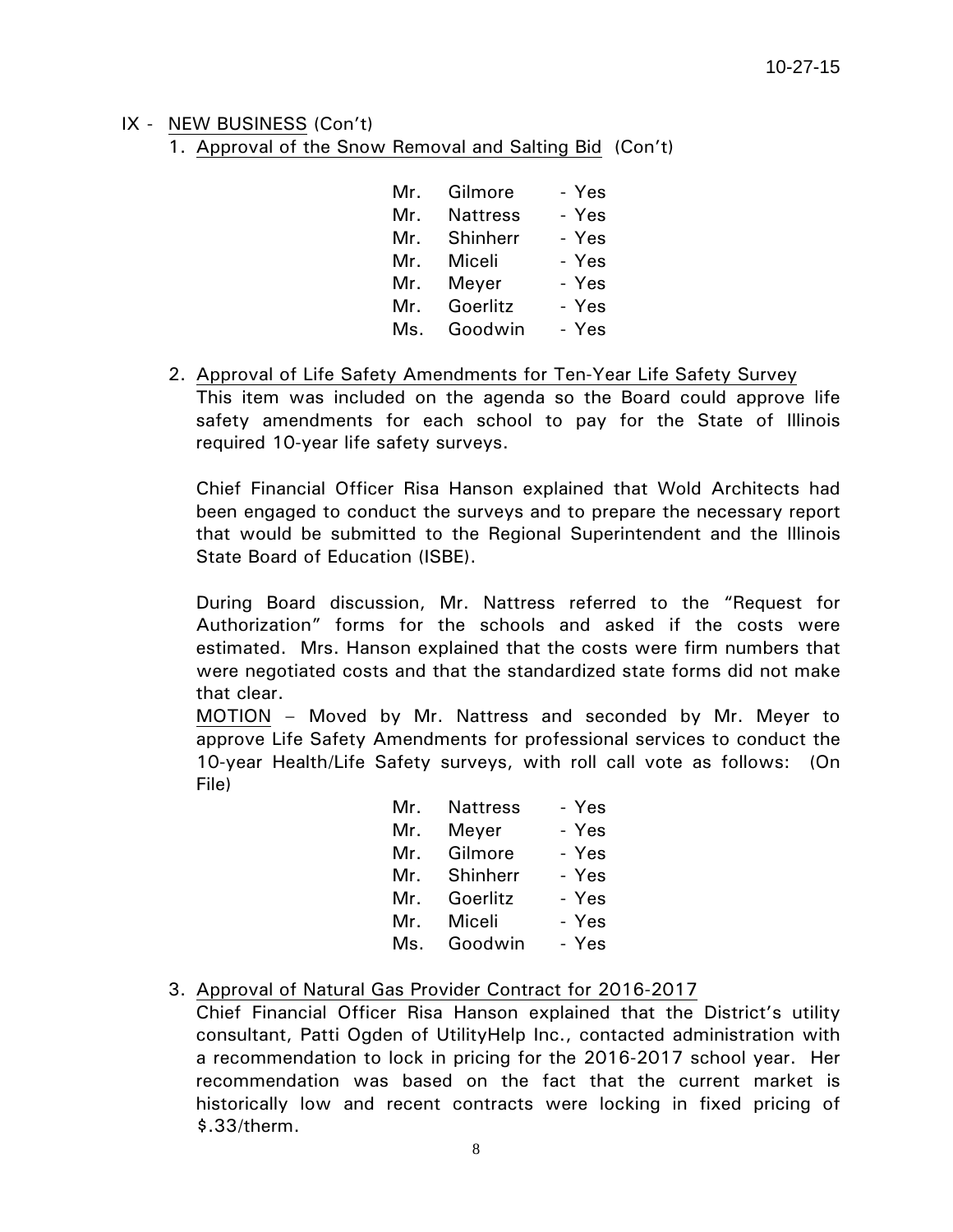IX - NEW BUSINESS (Con't)

1. Approval of the Snow Removal and Salting Bid (Con't)

| | | |
|---|---|---|
| Mr. | Gilmore | - Yes |
| Mr. | Nattress | - Yes |
| Mr. | Shinherr | - Yes |
| Mr. | Miceli | - Yes |
| Mr. | Meyer | - Yes |
| Mr. | Goerlitz | - Yes |
| Ms. | Goodwin | - Yes |

2. Approval of Life Safety Amendments for Ten-Year Life Safety Survey

   This item was included on the agenda so the Board could approve life safety amendments for each school to pay for the State of Illinois required 10-year life safety surveys.

   Chief Financial Officer Risa Hanson explained that Wold Architects had been engaged to conduct the surveys and to prepare the necessary report that would be submitted to the Regional Superintendent and the Illinois State Board of Education (ISBE).

   During Board discussion, Mr. Nattress referred to the "Request for Authorization" forms for the schools and asked if the costs were estimated. Mrs. Hanson explained that the costs were firm numbers that were negotiated costs and that the standardized state forms did not make that clear.

   MOTION – Moved by Mr. Nattress and seconded by Mr. Meyer to approve Life Safety Amendments for professional services to conduct the 10-year Health/Life Safety surveys, with roll call vote as follows: (On File)

| | | |
|---|---|---|
| Mr. | Nattress | - Yes |
| Mr. | Meyer | - Yes |
| Mr. | Gilmore | - Yes |
| Mr. | Shinherr | - Yes |
| Mr. | Goerlitz | - Yes |
| Mr. | Miceli | - Yes |
| Ms. | Goodwin | - Yes |

3. Approval of Natural Gas Provider Contract for 2016-2017

   Chief Financial Officer Risa Hanson explained that the District's utility consultant, Patti Ogden of UtilityHelp Inc., contacted administration with a recommendation to lock in pricing for the 2016-2017 school year. Her recommendation was based on the fact that the current market is historically low and recent contracts were locking in fixed pricing of $.33/therm.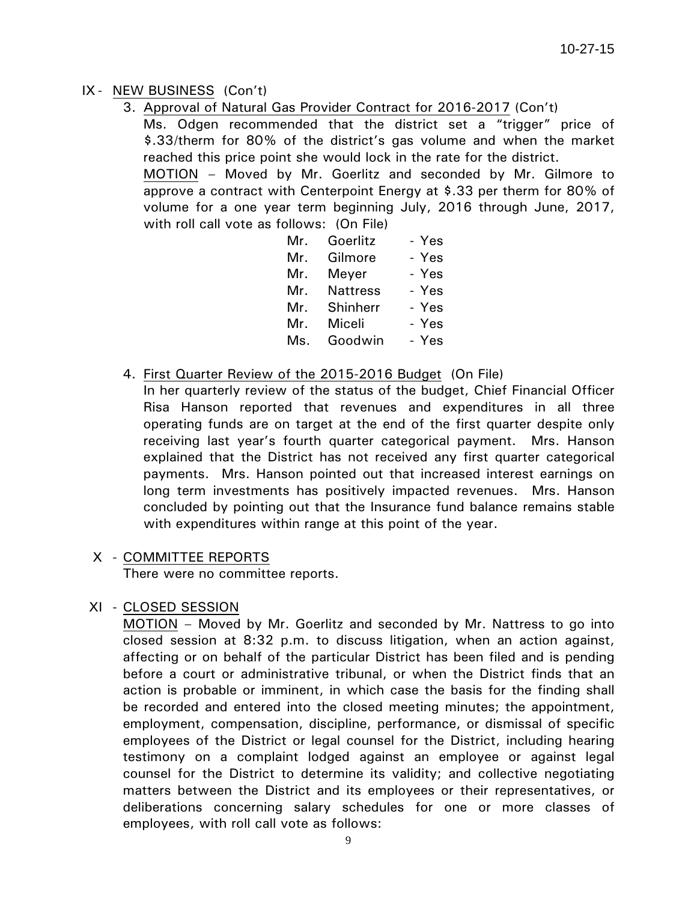IX - <u>NEW BUSINESS</u> (Con't)

3. <u>Approval of Natural Gas Provider Contract for 2016-2017</u> (Con't)

   Ms. Odgen recommended that the district set a "trigger" price of $.33/therm for 80% of the district's gas volume and when the market reached this price point she would lock in the rate for the district.

   <u>MOTION</u> – Moved by Mr. Goerlitz and seconded by Mr. Gilmore to approve a contract with Centerpoint Energy at $.33 per therm for 80% of volume for a one year term beginning July, 2016 through June, 2017, with roll call vote as follows: (On File)

   | | | |
   |---|---|---|
   | Mr. | Goerlitz | - Yes |
   | Mr. | Gilmore | - Yes |
   | Mr. | Meyer | - Yes |
   | Mr. | Nattress | - Yes |
   | Mr. | Shinherr | - Yes |
   | Mr. | Miceli | - Yes |
   | Ms. | Goodwin | - Yes |

4. <u>First Quarter Review of the 2015-2016 Budget</u> (On File)

   In her quarterly review of the status of the budget, Chief Financial Officer Risa Hanson reported that revenues and expenditures in all three operating funds are on target at the end of the first quarter despite only receiving last year's fourth quarter categorical payment. Mrs. Hanson explained that the District has not received any first quarter categorical payments. Mrs. Hanson pointed out that increased interest earnings on long term investments has positively impacted revenues. Mrs. Hanson concluded by pointing out that the Insurance fund balance remains stable with expenditures within range at this point of the year.

X - <u>COMMITTEE REPORTS</u>

There were no committee reports.

XI - <u>CLOSED SESSION</u>

<u>MOTION</u> – Moved by Mr. Goerlitz and seconded by Mr. Nattress to go into closed session at 8:32 p.m. to discuss litigation, when an action against, affecting or on behalf of the particular District has been filed and is pending before a court or administrative tribunal, or when the District finds that an action is probable or imminent, in which case the basis for the finding shall be recorded and entered into the closed meeting minutes; the appointment, employment, compensation, discipline, performance, or dismissal of specific employees of the District or legal counsel for the District, including hearing testimony on a complaint lodged against an employee or against legal counsel for the District to determine its validity; and collective negotiating matters between the District and its employees or their representatives, or deliberations concerning salary schedules for one or more classes of employees, with roll call vote as follows: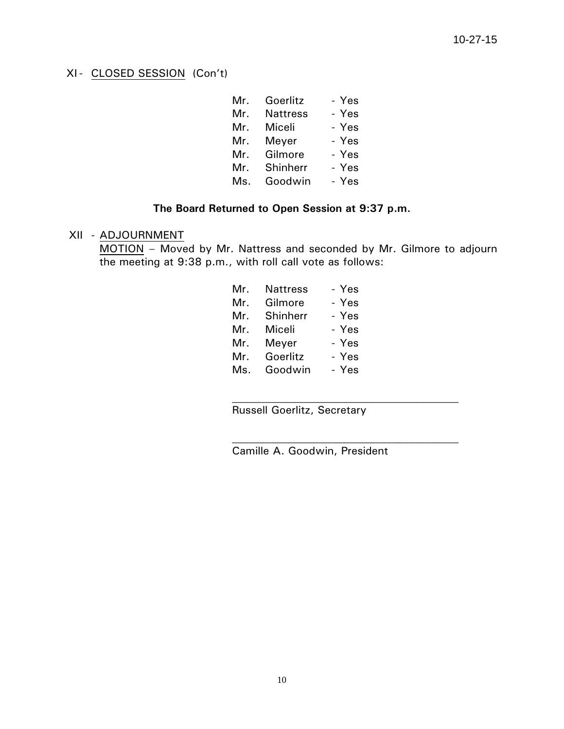## XI - CLOSED SESSION (Con't)

| | | |
|---|---|---|
| Mr. | Goerlitz | - Yes |
| Mr. | Nattress | - Yes |
| Mr. | Miceli | - Yes |
| Mr. | Meyer | - Yes |
| Mr. | Gilmore | - Yes |
| Mr. | Shinherr | - Yes |
| Ms. | Goodwin | - Yes |

**The Board Returned to Open Session at 9:37 p.m.**

## XII - ADJOURNMENT

MOTION – Moved by Mr. Nattress and seconded by Mr. Gilmore to adjourn the meeting at 9:38 p.m., with roll call vote as follows:

| | | |
|---|---|---|
| Mr. | Nattress | - Yes |
| Mr. | Gilmore | - Yes |
| Mr. | Shinherr | - Yes |
| Mr. | Miceli | - Yes |
| Mr. | Meyer | - Yes |
| Mr. | Goerlitz | - Yes |
| Ms. | Goodwin | - Yes |

\_\_\_\_\_\_\_\_\_\_\_\_\_\_\_\_\_\_\_\_\_\_\_\_\_\_\_\_\_\_\_\_\_\_\_\_\_\_\_\_
Russell Goerlitz, Secretary

\_\_\_\_\_\_\_\_\_\_\_\_\_\_\_\_\_\_\_\_\_\_\_\_\_\_\_\_\_\_\_\_\_\_\_\_\_\_\_\_
Camille A. Goodwin, President